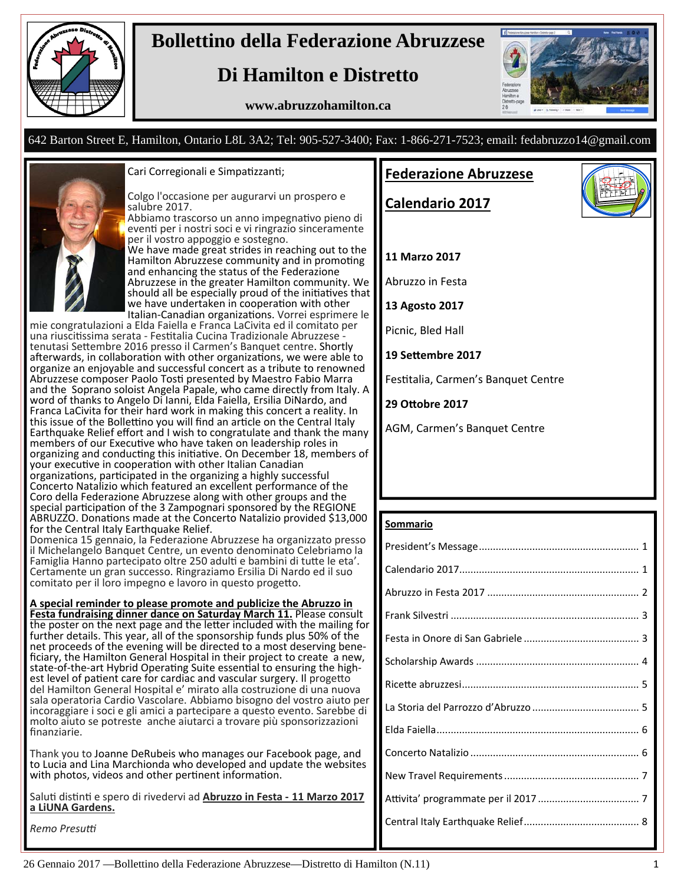# Bollettino della Federazione Abruzzese

# Di Hamilton e Distretto

**www.abruzzohamilton.ca**

642 Barton Street E, Hamilton, Ontario L8L 3A2; Tel: 905-527-3400; Fax: 1-866-271-7523; email: fedabruzzo14@gmail.com

Cari Corregionali e Simpatizzanti;

Colgo l'occasione per augurarvi un prospero e salubre 2017.
Abbiamo trascorso un anno impegnativo pieno di eventi per i nostri soci e vi ringrazio sinceramente per il vostro appoggio e sostegno.
We have made great strides in reaching out to the Hamilton Abruzzese community and in promoting and enhancing the status of the Federazione Abruzzese in the greater Hamilton community. We should all be especially proud of the initiatives that we have undertaken in cooperation with other Italian-Canadian organizations. Vorrei esprimere le mie congratulazioni a Elda Faiella e Franca LaCivita ed il comitato per una riuscitissima serata - Festitalia Cucina Tradizionale Abruzzese - tenutasi Settembre 2016 presso il Carmen's Banquet centre. Shortly afterwards, in collaboration with other organizations, we were able to organize an enjoyable and successful concert as a tribute to renowned Abruzzese composer Paolo Tosti presented by Maestro Fabio Marra and the Soprano soloist Angela Papale, who came directly from Italy. A word of thanks to Angelo Di Ianni, Elda Faiella, Ersilia DiNardo, and Franca LaCivita for their hard work in making this concert a reality. In this issue of the Bollettino you will find an article on the Central Italy Earthquake Relief effort and I wish to congratulate and thank the many members of our Executive who have taken on leadership roles in organizing and conducting this initiative. On December 18, members of your executive in cooperation with other Italian Canadian organizations, participated in the organizing a highly successful Concerto Natalizio which featured an excellent performance of the Coro della Federazione Abruzzese along with other groups and the special participation of the 3 Zampognari sponsored by the REGIONE ABRUZZO. Donations made at the Concerto Natalizio provided $13,000 for the Central Italy Earthquake Relief.
Domenica 15 gennaio, la Federazione Abruzzese ha organizzato presso il Michelangelo Banquet Centre, un evento denominato Celebriamo la Famiglia Hanno partecipato oltre 250 adulti e bambini di tutte le eta'. Certamente un gran successo. Ringraziamo Ersilia Di Nardo ed il suo comitato per il loro impegno e lavoro in questo progetto.

**A special reminder to please promote and publicize the Abruzzo in Festa fundraising dinner dance on Saturday March 11.** Please consult the poster on the next page and the letter included with the mailing for further details. This year, all of the sponsorship funds plus 50% of the net proceeds of the evening will be directed to a most deserving beneficiary, the Hamilton General Hospital in their project to create a new, state-of-the-art Hybrid Operating Suite essential to ensuring the highest level of patient care for cardiac and vascular surgery. Il progetto del Hamilton General Hospital e' mirato alla costruzione di una nuova sala operatoria Cardio Vascolare. Abbiamo bisogno del vostro aiuto per incoraggiare i soci e gli amici a partecipare a questo evento. Sarebbe di molto aiuto se potreste anche aiutarci a trovare più sponsorizzazioni finanziarie.

Thank you to Joanne DeRubeis who manages our Facebook page, and to Lucia and Lina Marchionda who developed and update the websites with photos, videos and other pertinent information.

Saluti distinti e spero di rivedervi ad **Abruzzo in Festa - 11 Marzo 2017 a LiUNA Gardens.**

*Remo Presutti*

## Federazione Abruzzese

## Calendario 2017

**11 Marzo 2017**

Abruzzo in Festa

**13 Agosto 2017**

Picnic, Bled Hall

**19 Settembre 2017**

Festitalia, Carmen's Banquet Centre

**29 Ottobre 2017**

AGM, Carmen's Banquet Centre

**Sommario**

| | |
|---|---|
| President's Message | 1 |
| Calendario 2017 | 1 |
| Abruzzo in Festa 2017 | 2 |
| Frank Silvestri | 3 |
| Festa in Onore di San Gabriele | 3 |
| Scholarship Awards | 4 |
| Ricette abruzzesi | 5 |
| La Storia del Parrozzo d'Abruzzo | 5 |
| Elda Faiella | 6 |
| Concerto Natalizio | 6 |
| New Travel Requirements | 7 |
| Attivita' programmate per il 2017 | 7 |
| Central Italy Earthquake Relief | 8 |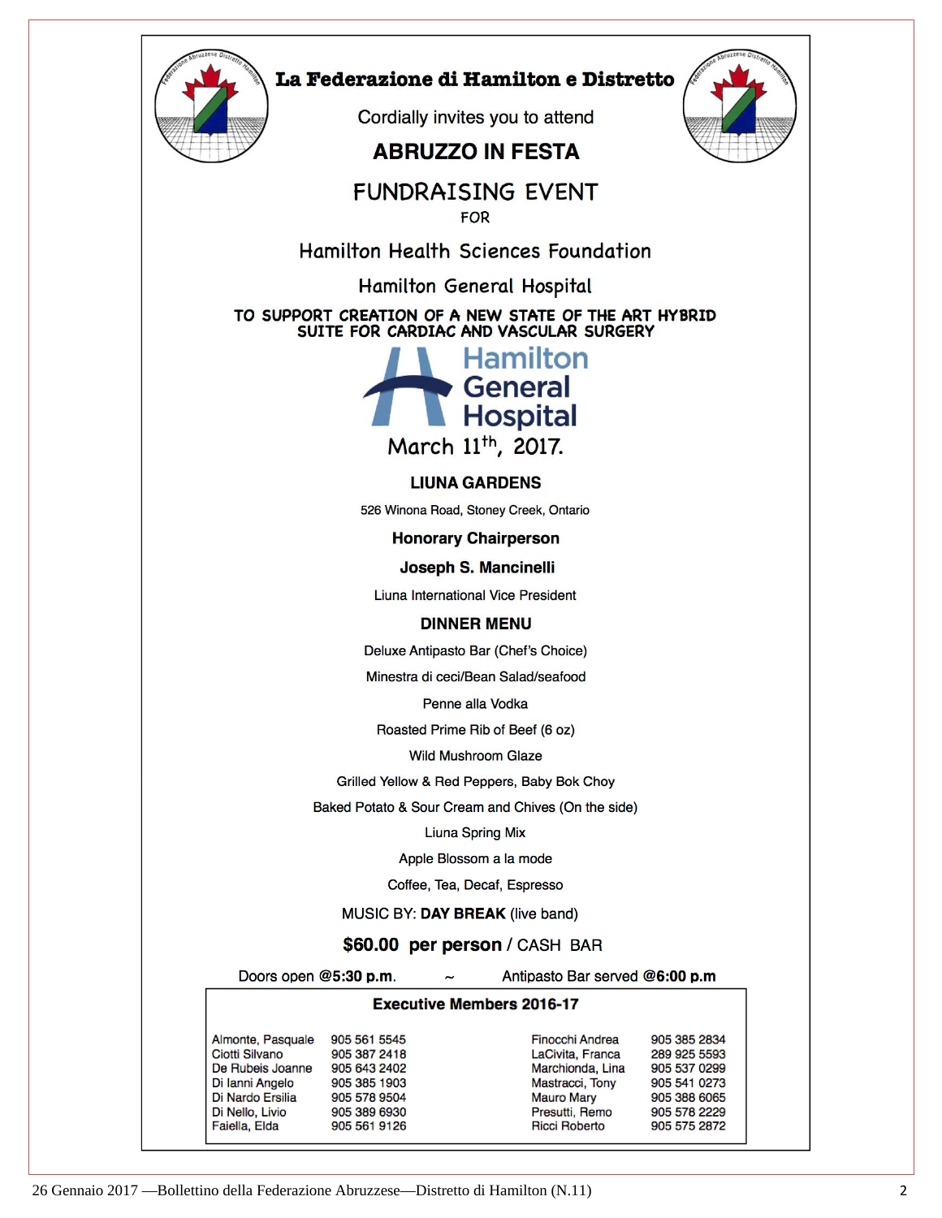# La Federazione di Hamilton e Distretto

Cordially invites you to attend

## ABRUZZO IN FESTA

## FUNDRAISING EVENT

FOR

### Hamilton Health Sciences Foundation

### Hamilton General Hospital

**TO SUPPORT CREATION OF A NEW STATE OF THE ART HYBRID SUITE FOR CARDIAC AND VASCULAR SURGERY**

Hamilton General Hospital

March 11th, 2017.

**LIUNA GARDENS**

526 Winona Road, Stoney Creek, Ontario

**Honorary Chairperson**

**Joseph S. Mancinelli**

Liuna International Vice President

**DINNER MENU**

Deluxe Antipasto Bar (Chef's Choice)

Minestra di ceci/Bean Salad/seafood

Penne alla Vodka

Roasted Prime Rib of Beef (6 oz)

Wild Mushroom Glaze

Grilled Yellow & Red Peppers, Baby Bok Choy

Baked Potato & Sour Cream and Chives (On the side)

Liuna Spring Mix

Apple Blossom a la mode

Coffee, Tea, Decaf, Espresso

MUSIC BY: **DAY BREAK** (live band)

**$60.00 per person** / CASH BAR

Doors open **@5:30 p.m.** ~ Antipasto Bar served **@6:00 p.m**

**Executive Members 2016-17**

| Name | Phone | Name | Phone |
|---|---|---|---|
| Almonte, Pasquale | 905 561 5545 | Finocchi Andrea | 905 385 2834 |
| Ciotti Silvano | 905 387 2418 | LaCivita, Franca | 289 925 5593 |
| De Rubeis Joanne | 905 643 2402 | Marchionda, Lina | 905 537 0299 |
| Di Ianni Angelo | 905 385 1903 | Mastracci, Tony | 905 541 0273 |
| Di Nardo Ersilia | 905 578 9504 | Mauro Mary | 905 388 6065 |
| Di Nello, Livio | 905 389 6930 | Presutti, Remo | 905 578 2229 |
| Faiella, Elda | 905 561 9126 | Ricci Roberto | 905 575 2872 |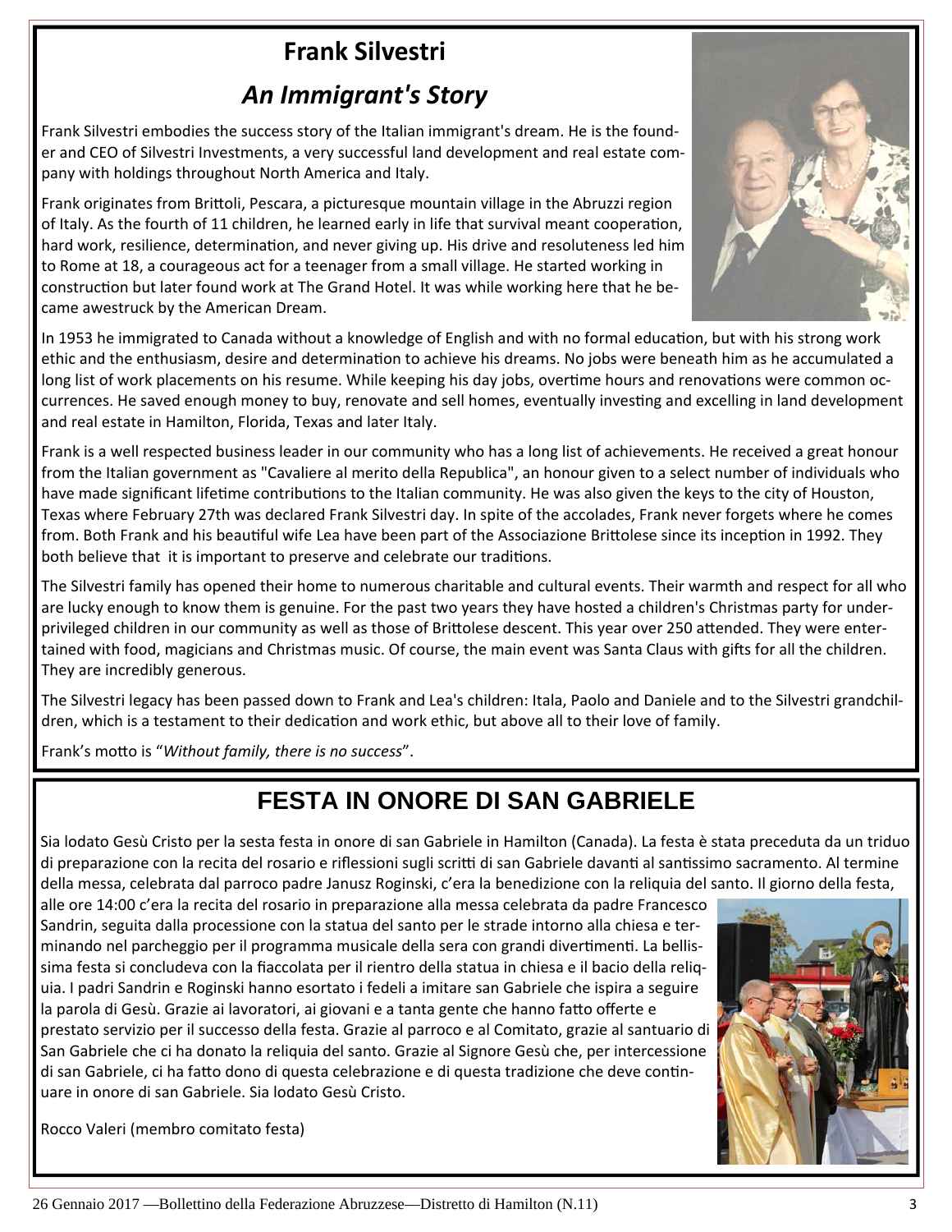# Frank Silvestri

## *An Immigrant's Story*

Frank Silvestri embodies the success story of the Italian immigrant's dream. He is the founder and CEO of Silvestri Investments, a very successful land development and real estate company with holdings throughout North America and Italy.

Frank originates from Brittoli, Pescara, a picturesque mountain village in the Abruzzi region of Italy. As the fourth of 11 children, he learned early in life that survival meant cooperation, hard work, resilience, determination, and never giving up. His drive and resoluteness led him to Rome at 18, a courageous act for a teenager from a small village. He started working in construction but later found work at The Grand Hotel. It was while working here that he became awestruck by the American Dream.

In 1953 he immigrated to Canada without a knowledge of English and with no formal education, but with his strong work ethic and the enthusiasm, desire and determination to achieve his dreams. No jobs were beneath him as he accumulated a long list of work placements on his resume. While keeping his day jobs, overtime hours and renovations were common occurrences. He saved enough money to buy, renovate and sell homes, eventually investing and excelling in land development and real estate in Hamilton, Florida, Texas and later Italy.

Frank is a well respected business leader in our community who has a long list of achievements. He received a great honour from the Italian government as "Cavaliere al merito della Republica", an honour given to a select number of individuals who have made significant lifetime contributions to the Italian community. He was also given the keys to the city of Houston, Texas where February 27th was declared Frank Silvestri day. In spite of the accolades, Frank never forgets where he comes from. Both Frank and his beautiful wife Lea have been part of the Associazione Brittolese since its inception in 1992. They both believe that it is important to preserve and celebrate our traditions.

The Silvestri family has opened their home to numerous charitable and cultural events. Their warmth and respect for all who are lucky enough to know them is genuine. For the past two years they have hosted a children's Christmas party for underprivileged children in our community as well as those of Brittolese descent. This year over 250 attended. They were entertained with food, magicians and Christmas music. Of course, the main event was Santa Claus with gifts for all the children. They are incredibly generous.

The Silvestri legacy has been passed down to Frank and Lea's children: Itala, Paolo and Daniele and to the Silvestri grandchildren, which is a testament to their dedication and work ethic, but above all to their love of family.

Frank's motto is "*Without family, there is no success*".

# FESTA IN ONORE DI SAN GABRIELE

Sia lodato Gesù Cristo per la sesta festa in onore di san Gabriele in Hamilton (Canada). La festa è stata preceduta da un triduo di preparazione con la recita del rosario e riflessioni sugli scritti di san Gabriele davanti al santissimo sacramento. Al termine della messa, celebrata dal parroco padre Janusz Roginski, c'era la benedizione con la reliquia del santo. Il giorno della festa, alle ore 14:00 c'era la recita del rosario in preparazione alla messa celebrata da padre Francesco Sandrin, seguita dalla processione con la statua del santo per le strade intorno alla chiesa e terminando nel parcheggio per il programma musicale della sera con grandi divertimenti. La bellissima festa si concludeva con la fiaccolata per il rientro della statua in chiesa e il bacio della reliquia. I padri Sandrin e Roginski hanno esortato i fedeli a imitare san Gabriele che ispira a seguire la parola di Gesù. Grazie ai lavoratori, ai giovani e a tanta gente che hanno fatto offerte e prestato servizio per il successo della festa. Grazie al parroco e al Comitato, grazie al santuario di San Gabriele che ci ha donato la reliquia del santo. Grazie al Signore Gesù che, per intercessione di san Gabriele, ci ha fatto dono di questa celebrazione e di questa tradizione che deve continuare in onore di san Gabriele. Sia lodato Gesù Cristo.

Rocco Valeri (membro comitato festa)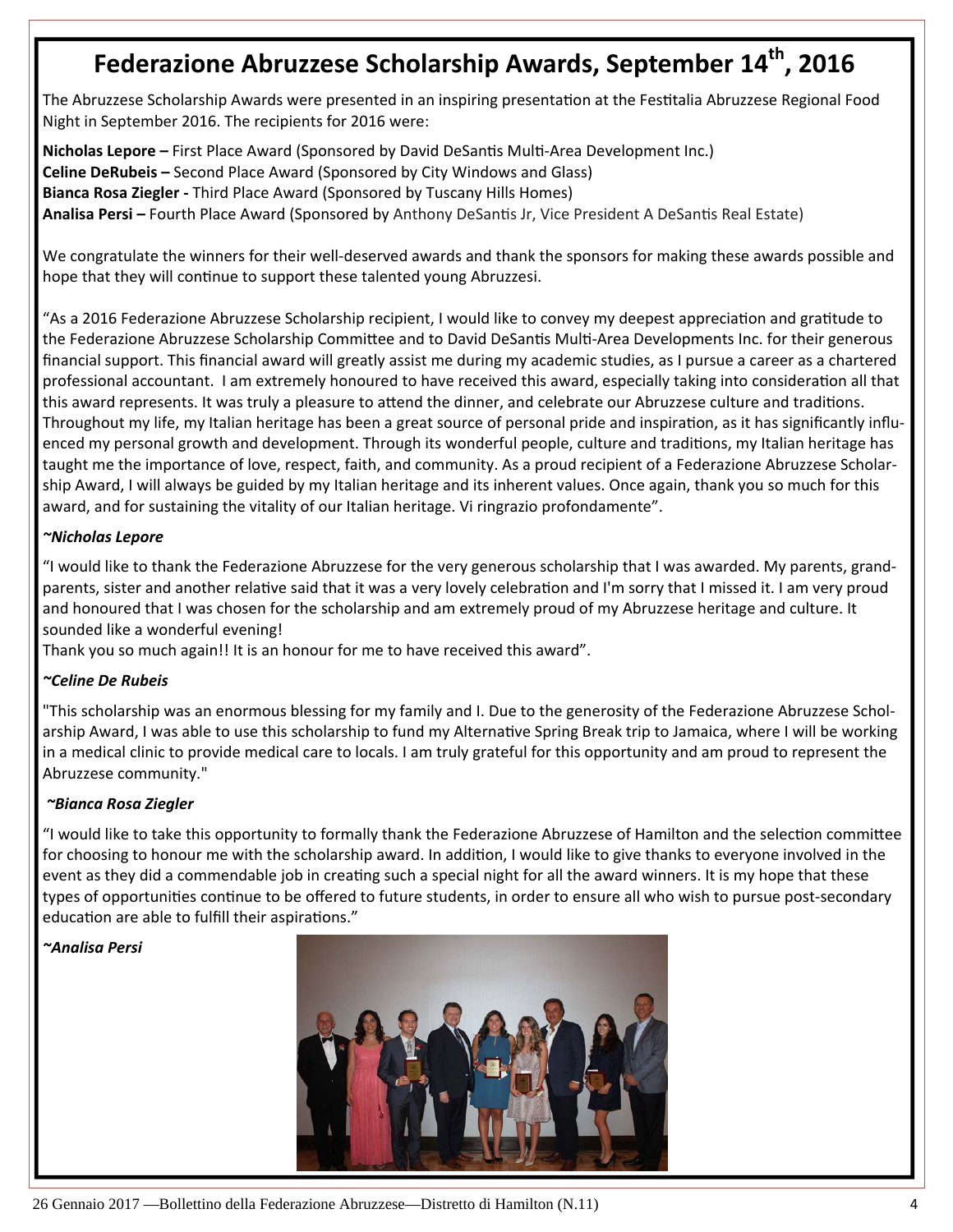# Federazione Abruzzese Scholarship Awards, September 14th, 2016

The Abruzzese Scholarship Awards were presented in an inspiring presentation at the Festitalia Abruzzese Regional Food Night in September 2016. The recipients for 2016 were:

**Nicholas Lepore –** First Place Award (Sponsored by David DeSantis Multi-Area Development Inc.)
**Celine DeRubeis –** Second Place Award (Sponsored by City Windows and Glass)
**Bianca Rosa Ziegler -** Third Place Award (Sponsored by Tuscany Hills Homes)
**Analisa Persi –** Fourth Place Award (Sponsored by Anthony DeSantis Jr, Vice President A DeSantis Real Estate)

We congratulate the winners for their well-deserved awards and thank the sponsors for making these awards possible and hope that they will continue to support these talented young Abruzzesi.

"As a 2016 Federazione Abruzzese Scholarship recipient, I would like to convey my deepest appreciation and gratitude to the Federazione Abruzzese Scholarship Committee and to David DeSantis Multi-Area Developments Inc. for their generous financial support. This financial award will greatly assist me during my academic studies, as I pursue a career as a chartered professional accountant. I am extremely honoured to have received this award, especially taking into consideration all that this award represents. It was truly a pleasure to attend the dinner, and celebrate our Abruzzese culture and traditions. Throughout my life, my Italian heritage has been a great source of personal pride and inspiration, as it has significantly influenced my personal growth and development. Through its wonderful people, culture and traditions, my Italian heritage has taught me the importance of love, respect, faith, and community. As a proud recipient of a Federazione Abruzzese Scholarship Award, I will always be guided by my Italian heritage and its inherent values. Once again, thank you so much for this award, and for sustaining the vitality of our Italian heritage. Vi ringrazio profondamente".

***~Nicholas Lepore***

"I would like to thank the Federazione Abruzzese for the very generous scholarship that I was awarded. My parents, grandparents, sister and another relative said that it was a very lovely celebration and I'm sorry that I missed it. I am very proud and honoured that I was chosen for the scholarship and am extremely proud of my Abruzzese heritage and culture. It sounded like a wonderful evening!
Thank you so much again!! It is an honour for me to have received this award".

***~Celine De Rubeis***

"This scholarship was an enormous blessing for my family and I. Due to the generosity of the Federazione Abruzzese Scholarship Award, I was able to use this scholarship to fund my Alternative Spring Break trip to Jamaica, where I will be working in a medical clinic to provide medical care to locals. I am truly grateful for this opportunity and am proud to represent the Abruzzese community."

***~Bianca Rosa Ziegler***

"I would like to take this opportunity to formally thank the Federazione Abruzzese of Hamilton and the selection committee for choosing to honour me with the scholarship award. In addition, I would like to give thanks to everyone involved in the event as they did a commendable job in creating such a special night for all the award winners. It is my hope that these types of opportunities continue to be offered to future students, in order to ensure all who wish to pursue post-secondary education are able to fulfill their aspirations."

***~Analisa Persi***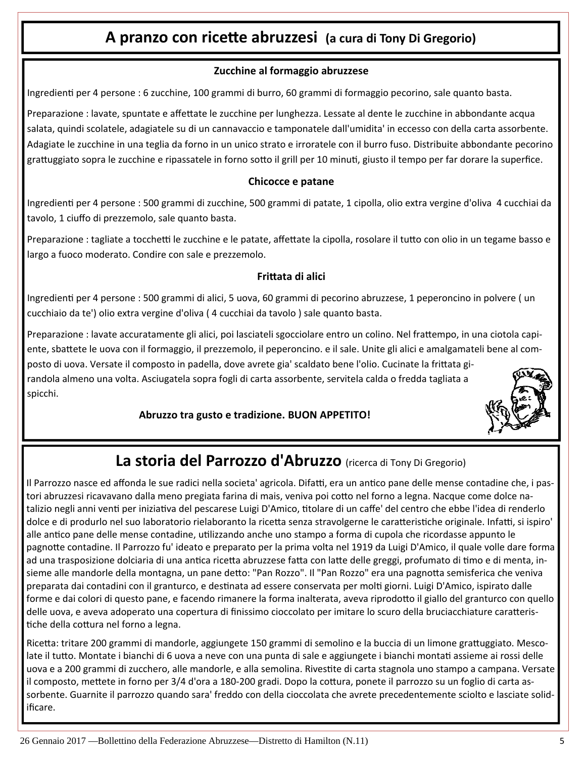# A pranzo con ricette abruzzesi (a cura di Tony Di Gregorio)

### Zucchine al formaggio abruzzese

Ingredienti per 4 persone : 6 zucchine, 100 grammi di burro, 60 grammi di formaggio pecorino, sale quanto basta.

Preparazione : lavate, spuntate e affettate le zucchine per lunghezza. Lessate al dente le zucchine in abbondante acqua salata, quindi scolatele, adagiatele su di un cannavaccio e tamponatele dall'umidita' in eccesso con della carta assorbente. Adagiate le zucchine in una teglia da forno in un unico strato e irroratele con il burro fuso. Distribuite abbondante pecorino grattuggiato sopra le zucchine e ripassatele in forno sotto il grill per 10 minuti, giusto il tempo per far dorare la superfice.

### Chicocce e patane

Ingredienti per 4 persone : 500 grammi di zucchine, 500 grammi di patate, 1 cipolla, olio extra vergine d'oliva 4 cucchiai da tavolo, 1 ciuffo di prezzemolo, sale quanto basta.

Preparazione : tagliate a tocchetti le zucchine e le patate, affettate la cipolla, rosolare il tutto con olio in un tegame basso e largo a fuoco moderato. Condire con sale e prezzemolo.

### Frittata di alici

Ingredienti per 4 persone : 500 grammi di alici, 5 uova, 60 grammi di pecorino abruzzese, 1 peperoncino in polvere ( un cucchiaio da te') olio extra vergine d'oliva ( 4 cucchiai da tavolo ) sale quanto basta.

Preparazione : lavate accuratamente gli alici, poi lasciateli sgocciolare entro un colino. Nel frattempo, in una ciotola capiente, sbattete le uova con il formaggio, il prezzemolo, il peperoncino. e il sale. Unite gli alici e amalgamateli bene al composto di uova. Versate il composto in padella, dove avrete gia' scaldato bene l'olio. Cucinate la frittata girandola almeno una volta. Asciugatela sopra fogli di carta assorbente, servitela calda o fredda tagliata a spicchi.

**Abruzzo tra gusto e tradizione. BUON APPETITO!**

# La storia del Parrozzo d'Abruzzo (ricerca di Tony Di Gregorio)

Il Parrozzo nasce ed affonda le sue radici nella societa' agricola. Difatti, era un antico pane delle mense contadine che, i pastori abruzzesi ricavavano dalla meno pregiata farina di mais, veniva poi cotto nel forno a legna. Nacque come dolce natalizio negli anni venti per iniziativa del pescarese Luigi D'Amico, titolare di un caffe' del centro che ebbe l'idea di renderlo dolce e di produrlo nel suo laboratorio rielaboranto la ricetta senza stravolgerne le caratteristiche originale. Infatti, si ispiro' alle antico pane delle mense contadine, utilizzando anche uno stampo a forma di cupola che ricordasse appunto le pagnotte contadine. Il Parrozzo fu' ideato e preparato per la prima volta nel 1919 da Luigi D'Amico, il quale volle dare forma ad una trasposizione dolciaria di una antica ricetta abruzzese fatta con latte delle greggi, profumato di timo e di menta, insieme alle mandorle della montagna, un pane detto: "Pan Rozzo". Il "Pan Rozzo" era una pagnotta semisferica che veniva preparata dai contadini con il granturco, e destinata ad essere conservata per molti giorni. Luigi D'Amico, ispirato dalle forme e dai colori di questo pane, e facendo rimanere la forma inalterata, aveva riprodotto il giallo del granturco con quello delle uova, e aveva adoperato una copertura di finissimo cioccolato per imitare lo scuro della bruciacchiature caratteristiche della cottura nel forno a legna.

Ricetta: tritare 200 grammi di mandorle, aggiungete 150 grammi di semolino e la buccia di un limone grattuggiato. Mescolate il tutto. Montate i bianchi di 6 uova a neve con una punta di sale e aggiungete i bianchi montati assieme ai rossi delle uova e a 200 grammi di zucchero, alle mandorle, e alla semolina. Rivestite di carta stagnola uno stampo a campana. Versate il composto, mettete in forno per 3/4 d'ora a 180-200 gradi. Dopo la cottura, ponete il parrozzo su un foglio di carta assorbente. Guarnite il parrozzo quando sara' freddo con della cioccolata che avrete precedentemente sciolto e lasciate solidificare.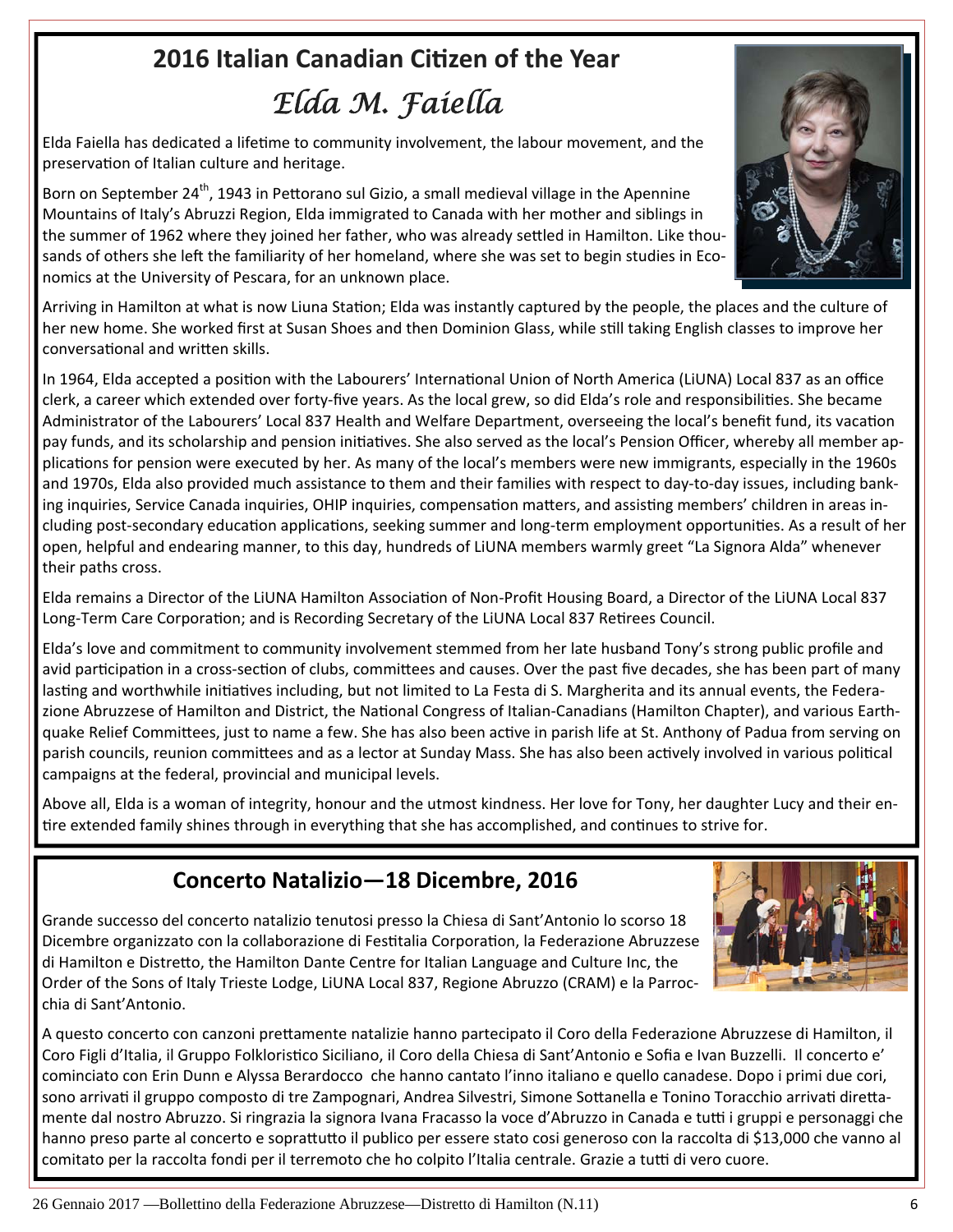## 2016 Italian Canadian Citizen of the Year

# *Elda M. Faiella*

Elda Faiella has dedicated a lifetime to community involvement, the labour movement, and the preservation of Italian culture and heritage.

Born on September 24th, 1943 in Pettorano sul Gizio, a small medieval village in the Apennine Mountains of Italy's Abruzzi Region, Elda immigrated to Canada with her mother and siblings in the summer of 1962 where they joined her father, who was already settled in Hamilton. Like thousands of others she left the familiarity of her homeland, where she was set to begin studies in Economics at the University of Pescara, for an unknown place.

Arriving in Hamilton at what is now Liuna Station; Elda was instantly captured by the people, the places and the culture of her new home. She worked first at Susan Shoes and then Dominion Glass, while still taking English classes to improve her conversational and written skills.

In 1964, Elda accepted a position with the Labourers' International Union of North America (LiUNA) Local 837 as an office clerk, a career which extended over forty-five years. As the local grew, so did Elda's role and responsibilities. She became Administrator of the Labourers' Local 837 Health and Welfare Department, overseeing the local's benefit fund, its vacation pay funds, and its scholarship and pension initiatives. She also served as the local's Pension Officer, whereby all member applications for pension were executed by her. As many of the local's members were new immigrants, especially in the 1960s and 1970s, Elda also provided much assistance to them and their families with respect to day-to-day issues, including banking inquiries, Service Canada inquiries, OHIP inquiries, compensation matters, and assisting members' children in areas including post-secondary education applications, seeking summer and long-term employment opportunities. As a result of her open, helpful and endearing manner, to this day, hundreds of LiUNA members warmly greet "La Signora Alda" whenever their paths cross.

Elda remains a Director of the LiUNA Hamilton Association of Non-Profit Housing Board, a Director of the LiUNA Local 837 Long-Term Care Corporation; and is Recording Secretary of the LiUNA Local 837 Retirees Council.

Elda's love and commitment to community involvement stemmed from her late husband Tony's strong public profile and avid participation in a cross-section of clubs, committees and causes. Over the past five decades, she has been part of many lasting and worthwhile initiatives including, but not limited to La Festa di S. Margherita and its annual events, the Federazione Abruzzese of Hamilton and District, the National Congress of Italian-Canadians (Hamilton Chapter), and various Earthquake Relief Committees, just to name a few. She has also been active in parish life at St. Anthony of Padua from serving on parish councils, reunion committees and as a lector at Sunday Mass. She has also been actively involved in various political campaigns at the federal, provincial and municipal levels.

Above all, Elda is a woman of integrity, honour and the utmost kindness. Her love for Tony, her daughter Lucy and their entire extended family shines through in everything that she has accomplished, and continues to strive for.

## Concerto Natalizio—18 Dicembre, 2016

Grande successo del concerto natalizio tenutosi presso la Chiesa di Sant'Antonio lo scorso 18 Dicembre organizzato con la collaborazione di Festitalia Corporation, la Federazione Abruzzese di Hamilton e Distretto, the Hamilton Dante Centre for Italian Language and Culture Inc, the Order of the Sons of Italy Trieste Lodge, LiUNA Local 837, Regione Abruzzo (CRAM) e la Parrocchia di Sant'Antonio.

A questo concerto con canzoni prettamente natalizie hanno partecipato il Coro della Federazione Abruzzese di Hamilton, il Coro Figli d'Italia, il Gruppo Folkloristico Siciliano, il Coro della Chiesa di Sant'Antonio e Sofia e Ivan Buzzelli. Il concerto e' cominciato con Erin Dunn e Alyssa Berardocco che hanno cantato l'inno italiano e quello canadese. Dopo i primi due cori, sono arrivati il gruppo composto di tre Zampognari, Andrea Silvestri, Simone Sottanella e Tonino Toracchio arrivati direttamente dal nostro Abruzzo. Si ringrazia la signora Ivana Fracasso la voce d'Abruzzo in Canada e tutti i gruppi e personaggi che hanno preso parte al concerto e soprattutto il publico per essere stato cosi generoso con la raccolta di $13,000 che vanno al comitato per la raccolta fondi per il terremoto che ho colpito l'Italia centrale. Grazie a tutti di vero cuore.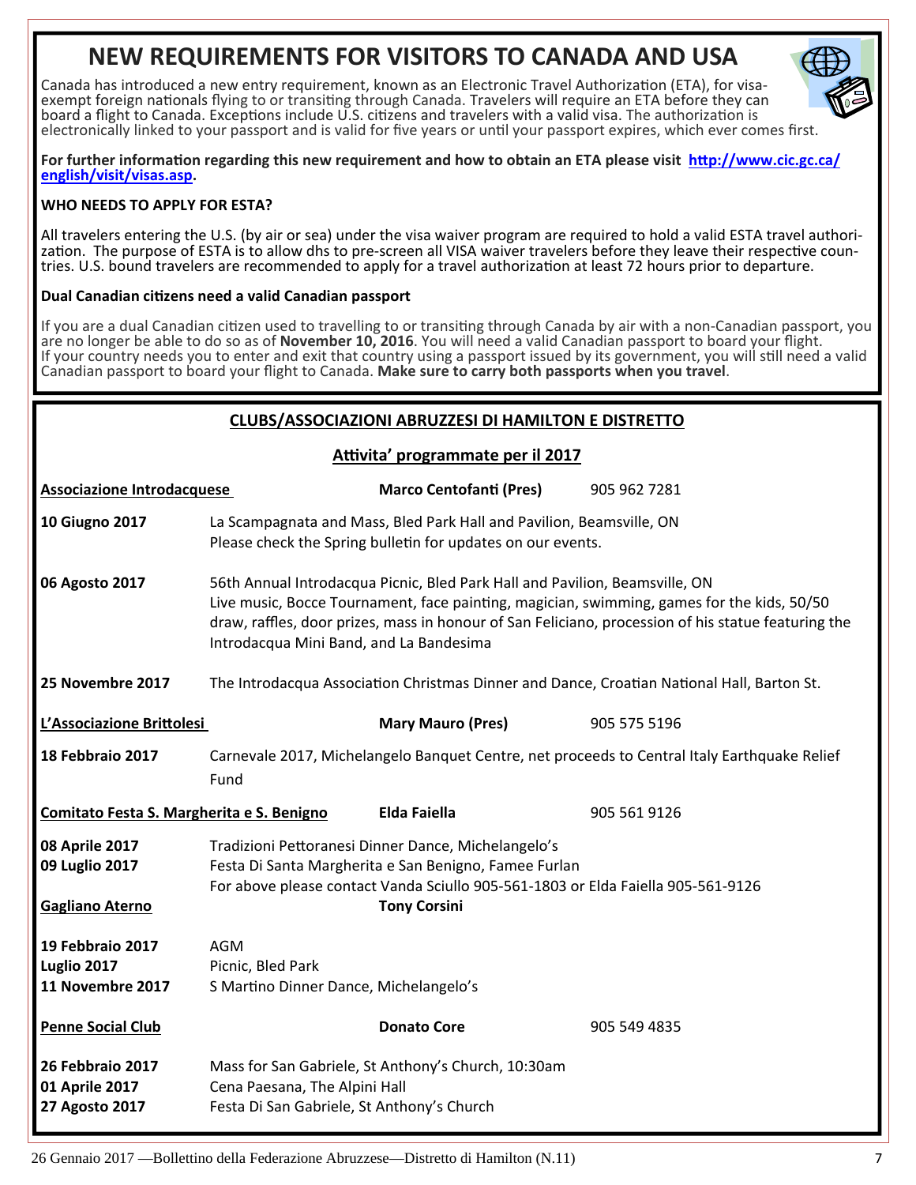# NEW REQUIREMENTS FOR VISITORS TO CANADA AND USA

Canada has introduced a new entry requirement, known as an Electronic Travel Authorization (ETA), for visa-exempt foreign nationals flying to or transiting through Canada. Travelers will require an ETA before they can board a flight to Canada. Exceptions include U.S. citizens and travelers with a valid visa. The authorization is electronically linked to your passport and is valid for five years or until your passport expires, which ever comes first.

**For further information regarding this new requirement and how to obtain an ETA please visit [http://www.cic.gc.ca/english/visit/visas.asp](http://www.cic.gc.ca/english/visit/visas.asp).**

**WHO NEEDS TO APPLY FOR ESTA?**

All travelers entering the U.S. (by air or sea) under the visa waiver program are required to hold a valid ESTA travel authorization. The purpose of ESTA is to allow dhs to pre-screen all VISA waiver travelers before they leave their respective countries. U.S. bound travelers are recommended to apply for a travel authorization at least 72 hours prior to departure.

**Dual Canadian citizens need a valid Canadian passport**

If you are a dual Canadian citizen used to travelling to or transiting through Canada by air with a non-Canadian passport, you are no longer be able to do so as of **November 10, 2016**. You will need a valid Canadian passport to board your flight. If your country needs you to enter and exit that country using a passport issued by its government, you will still need a valid Canadian passport to board your flight to Canada. **Make sure to carry both passports when you travel**.

## CLUBS/ASSOCIAZIONI ABRUZZESI DI HAMILTON E DISTRETTO

### Attivita' programmate per il 2017

**Associazione Introdacquese** — **Marco Centofanti (Pres)** — 905 962 7281

**10 Giugno 2017** — La Scampagnata and Mass, Bled Park Hall and Pavilion, Beamsville, ON
Please check the Spring bulletin for updates on our events.

**06 Agosto 2017** — 56th Annual Introdacqua Picnic, Bled Park Hall and Pavilion, Beamsville, ON
Live music, Bocce Tournament, face painting, magician, swimming, games for the kids, 50/50 draw, raffles, door prizes, mass in honour of San Feliciano, procession of his statue featuring the Introdacqua Mini Band, and La Bandesima

**25 Novembre 2017** — The Introdacqua Association Christmas Dinner and Dance, Croatian National Hall, Barton St.

**L'Associazione Brittolesi** — **Mary Mauro (Pres)** — 905 575 5196

**18 Febbraio 2017** — Carnevale 2017, Michelangelo Banquet Centre, net proceeds to Central Italy Earthquake Relief Fund

**Comitato Festa S. Margherita e S. Benigno** — **Elda Faiella** — 905 561 9126

**08 Aprile 2017** — Tradizioni Pettoranesi Dinner Dance, Michelangelo's
**09 Luglio 2017** — Festa Di Santa Margherita e San Benigno, Famee Furlan
For above please contact Vanda Sciullo 905-561-1803 or Elda Faiella 905-561-9126

**Gagliano Aterno** — **Tony Corsini**

**19 Febbraio 2017** — AGM
**Luglio 2017** — Picnic, Bled Park
**11 Novembre 2017** — S Martino Dinner Dance, Michelangelo's

**Penne Social Club** — **Donato Core** — 905 549 4835

**26 Febbraio 2017** — Mass for San Gabriele, St Anthony's Church, 10:30am
**01 Aprile 2017** — Cena Paesana, The Alpini Hall
**27 Agosto 2017** — Festa Di San Gabriele, St Anthony's Church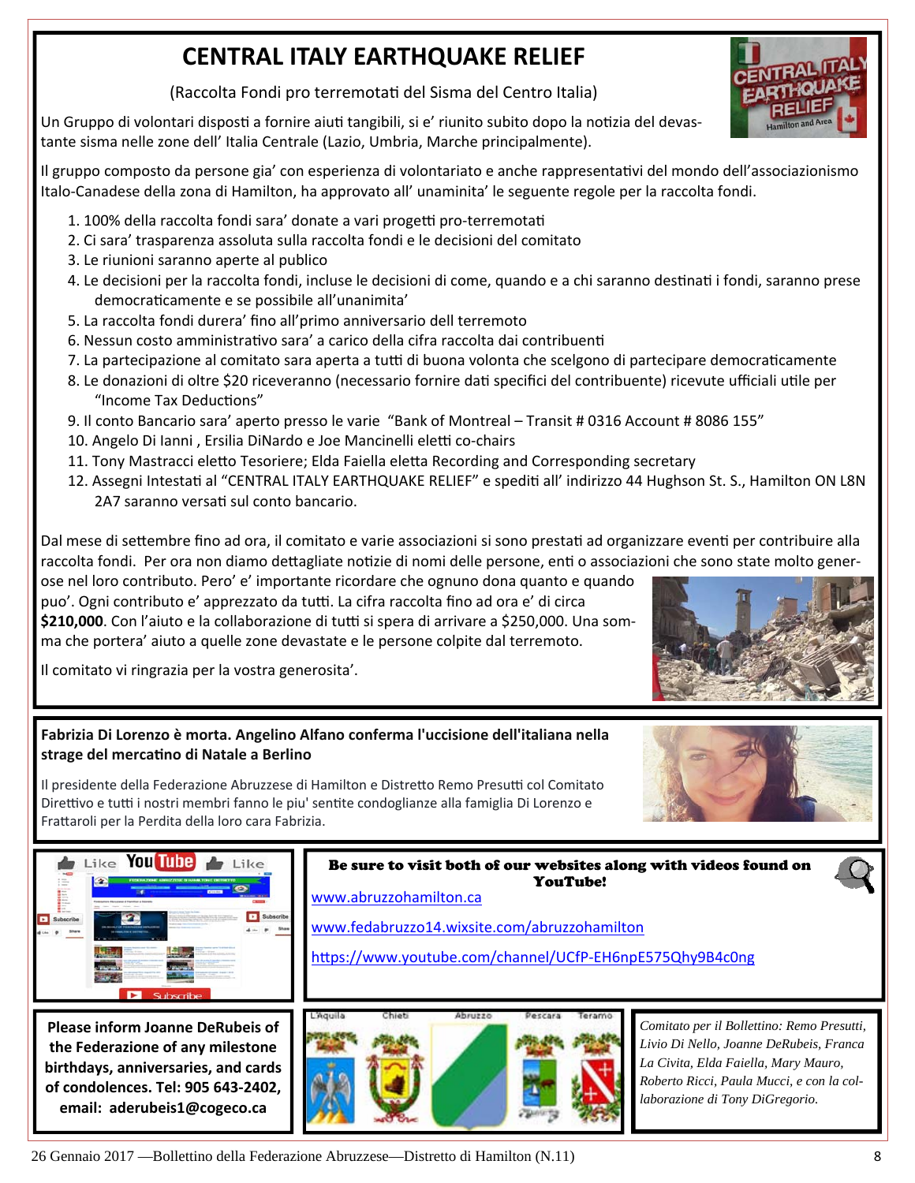# CENTRAL ITALY EARTHQUAKE RELIEF

(Raccolta Fondi pro terremotati del Sisma del Centro Italia)

Un Gruppo di volontari disposti a fornire aiuti tangibili, si e' riunito subito dopo la notizia del devastante sisma nelle zone dell' Italia Centrale (Lazio, Umbria, Marche principalmente).

Il gruppo composto da persone gia' con esperienza di volontariato e anche rappresentativi del mondo dell'associazionismo Italo-Canadese della zona di Hamilton, ha approvato all' unaminita' le seguente regole per la raccolta fondi.

1. 100% della raccolta fondi sara' donate a vari progetti pro-terremotati
2. Ci sara' trasparenza assoluta sulla raccolta fondi e le decisioni del comitato
3. Le riunioni saranno aperte al publico
4. Le decisioni per la raccolta fondi, incluse le decisioni di come, quando e a chi saranno destinati i fondi, saranno prese democraticamente e se possibile all'unanimita'
5. La raccolta fondi durera' fino all'primo anniversario dell terremoto
6. Nessun costo amministrativo sara' a carico della cifra raccolta dai contribuenti
7. La partecipazione al comitato sara aperta a tutti di buona volonta che scelgono di partecipare democraticamente
8. Le donazioni di oltre $20 riceveranno (necessario fornire dati specifici del contribuente) ricevute ufficiali utile per "Income Tax Deductions"
9. Il conto Bancario sara' aperto presso le varie "Bank of Montreal – Transit # 0316 Account # 8086 155"
10. Angelo Di Ianni , Ersilia DiNardo e Joe Mancinelli eletti co-chairs
11. Tony Mastracci eletto Tesoriere; Elda Faiella eletta Recording and Corresponding secretary
12. Assegni Intestati al "CENTRAL ITALY EARTHQUAKE RELIEF" e spediti all' indirizzo 44 Hughson St. S., Hamilton ON L8N 2A7 saranno versati sul conto bancario.

Dal mese di settembre fino ad ora, il comitato e varie associazioni si sono prestati ad organizzare eventi per contribuire alla raccolta fondi. Per ora non diamo dettagliate notizie di nomi delle persone, enti o associazioni che sono state molto generose nel loro contributo. Pero' e' importante ricordare che ognuno dona quanto e quando puo'. Ogni contributo e' apprezzato da tutti. La cifra raccolta fino ad ora e' di circa **$210,000**. Con l'aiuto e la collaborazione di tutti si spera di arrivare a $250,000. Una somma che portera' aiuto a quelle zone devastate e le persone colpite dal terremoto.

Il comitato vi ringrazia per la vostra generosita'.

**Fabrizia Di Lorenzo è morta. Angelino Alfano conferma l'uccisione dell'italiana nella strage del mercatino di Natale a Berlino**

Il presidente della Federazione Abruzzese di Hamilton e Distretto Remo Presutti col Comitato Direttivo e tutti i nostri membri fanno le piu' sentite condoglianze alla famiglia Di Lorenzo e Frattaroli per la Perdita della loro cara Fabrizia.

**Be sure to visit both of our websites along with videos found on YouTube!**

www.abruzzohamilton.ca

www.fedabruzzo14.wixsite.com/abruzzohamilton

https://www.youtube.com/channel/UCfP-EH6npE575Qhy9B4c0ng

**Please inform Joanne DeRubeis of the Federazione of any milestone birthdays, anniversaries, and cards of condolences. Tel: 905 643-2402, email: aderubeis1@cogeco.ca**

L'Aquila Chieti Abruzzo Pescara Teramo

*Comitato per il Bollettino: Remo Presutti, Livio Di Nello, Joanne DeRubeis, Franca La Civita, Elda Faiella, Mary Mauro, Roberto Ricci, Paula Mucci, e con la collaborazione di Tony DiGregorio.*